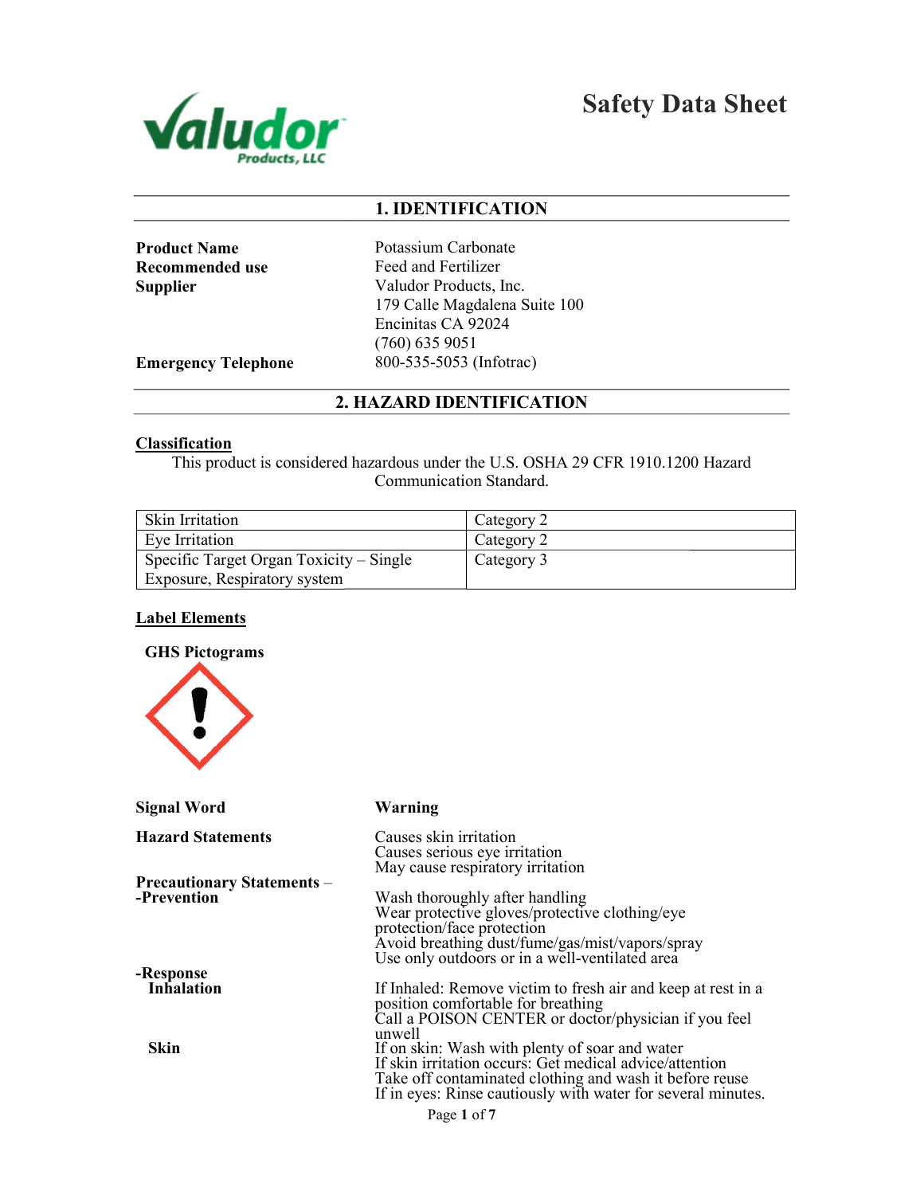# Safety Data Sheet

## 1. IDENTIFICATION

| | |
|---|---|
| **Product Name** | Potassium Carbonate |
| **Recommended use** | Feed and Fertilizer |
| **Supplier** | Valudor Products, Inc.<br>179 Calle Magdalena Suite 100<br>Encinitas CA 92024<br>(760) 635 9051 |
| **Emergency Telephone** | 800-535-5053 (Infotrac) |

## 2. HAZARD IDENTIFICATION

### Classification

This product is considered hazardous under the U.S. OSHA 29 CFR 1910.1200 Hazard Communication Standard.

| | |
|---|---|
| Skin Irritation | Category 2 |
| Eye Irritation | Category 2 |
| Specific Target Organ Toxicity – Single Exposure, Respiratory system | Category 3 |

### Label Elements

**GHS Pictograms**

**Signal Word** **Warning**

**Hazard Statements**

Causes skin irritation
Causes serious eye irritation
May cause respiratory irritation

**Precautionary Statements – -Prevention**

Wash thoroughly after handling
Wear protective gloves/protective clothing/eye protection/face protection
Avoid breathing dust/fume/gas/mist/vapors/spray
Use only outdoors or in a well-ventilated area

**-Response**

**Inhalation**

If Inhaled: Remove victim to fresh air and keep at rest in a position comfortable for breathing
Call a POISON CENTER or doctor/physician if you feel unwell

**Skin**

If on skin: Wash with plenty of soar and water
If skin irritation occurs: Get medical advice/attention
Take off contaminated clothing and wash it before reuse
If in eyes: Rinse cautiously with water for several minutes.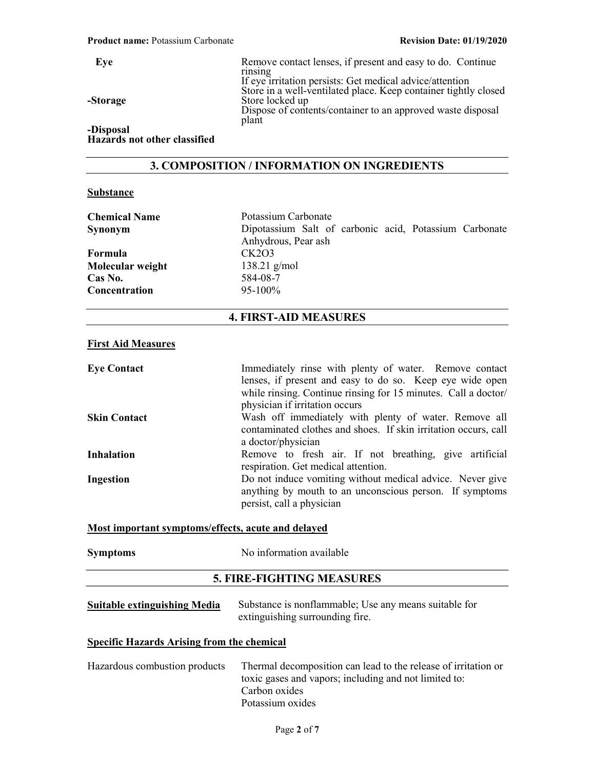| | |
|---|---|
| **Eye** | Remove contact lenses, if present and easy to do. Continue rinsing<br>If eye irritation persists: Get medical advice/attention |
| **-Storage** | Store in a well-ventilated place. Keep container tightly closed<br>Store locked up |
| **-Disposal** | Dispose of contents/container to an approved waste disposal plant |

**Hazards not other classified**

## 3. COMPOSITION / INFORMATION ON INGREDIENTS

**Substance**

| | |
|---|---|
| **Chemical Name** | Potassium Carbonate |
| **Synonym** | Dipotassium Salt of carbonic acid, Potassium Carbonate Anhydrous, Pear ash |
| **Formula** | $CK_2O_3$ |
| **Molecular weight** | 138.21 g/mol |
| **Cas No.** | 584-08-7 |
| **Concentration** | 95-100% |

## 4. FIRST-AID MEASURES

**First Aid Measures**

| | |
|---|---|
| **Eye Contact** | Immediately rinse with plenty of water. Remove contact lenses, if present and easy to do so. Keep eye wide open while rinsing. Continue rinsing for 15 minutes. Call a doctor/ physician if irritation occurs |
| **Skin Contact** | Wash off immediately with plenty of water. Remove all contaminated clothes and shoes. If skin irritation occurs, call a doctor/physician |
| **Inhalation** | Remove to fresh air. If not breathing, give artificial respiration. Get medical attention. |
| **Ingestion** | Do not induce vomiting without medical advice. Never give anything by mouth to an unconscious person. If symptoms persist, call a physician |

**Most important symptoms/effects, acute and delayed**

| | |
|---|---|
| **Symptoms** | No information available |

## 5. FIRE-FIGHTING MEASURES

| | |
|---|---|
| **Suitable extinguishing Media** | Substance is nonflammable; Use any means suitable for extinguishing surrounding fire. |

**Specific Hazards Arising from the chemical**

| | |
|---|---|
| Hazardous combustion products | Thermal decomposition can lead to the release of irritation or toxic gases and vapors; including and not limited to:<br>Carbon oxides<br>Potassium oxides |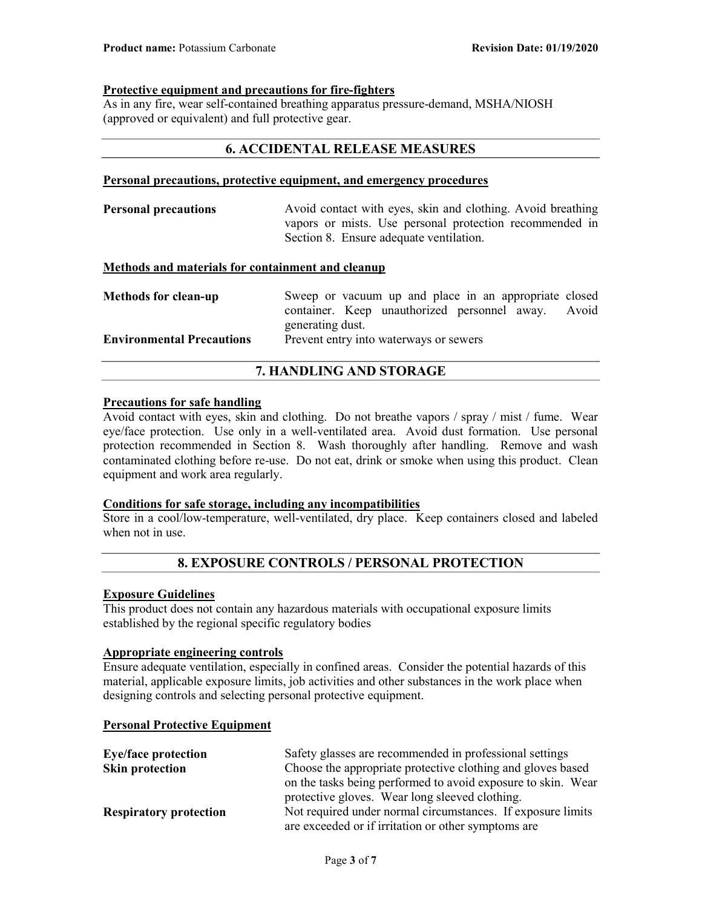**Protective equipment and precautions for fire-fighters**

As in any fire, wear self-contained breathing apparatus pressure-demand, MSHA/NIOSH (approved or equivalent) and full protective gear.

## 6. ACCIDENTAL RELEASE MEASURES

**Personal precautions, protective equipment, and emergency procedures**

| | |
|---|---|
| **Personal precautions** | Avoid contact with eyes, skin and clothing. Avoid breathing vapors or mists. Use personal protection recommended in Section 8. Ensure adequate ventilation. |

**Methods and materials for containment and cleanup**

| | |
|---|---|
| **Methods for clean-up** | Sweep or vacuum up and place in an appropriate closed container. Keep unauthorized personnel away. Avoid generating dust. |
| **Environmental Precautions** | Prevent entry into waterways or sewers |

## 7. HANDLING AND STORAGE

**Precautions for safe handling**

Avoid contact with eyes, skin and clothing. Do not breathe vapors / spray / mist / fume. Wear eye/face protection. Use only in a well-ventilated area. Avoid dust formation. Use personal protection recommended in Section 8. Wash thoroughly after handling. Remove and wash contaminated clothing before re-use. Do not eat, drink or smoke when using this product. Clean equipment and work area regularly.

**Conditions for safe storage, including any incompatibilities**

Store in a cool/low-temperature, well-ventilated, dry place. Keep containers closed and labeled when not in use.

## 8. EXPOSURE CONTROLS / PERSONAL PROTECTION

**Exposure Guidelines**

This product does not contain any hazardous materials with occupational exposure limits established by the regional specific regulatory bodies

**Appropriate engineering controls**

Ensure adequate ventilation, especially in confined areas. Consider the potential hazards of this material, applicable exposure limits, job activities and other substances in the work place when designing controls and selecting personal protective equipment.

**Personal Protective Equipment**

| | |
|---|---|
| **Eye/face protection** | Safety glasses are recommended in professional settings |
| **Skin protection** | Choose the appropriate protective clothing and gloves based on the tasks being performed to avoid exposure to skin. Wear protective gloves. Wear long sleeved clothing. |
| **Respiratory protection** | Not required under normal circumstances. If exposure limits are exceeded or if irritation or other symptoms are |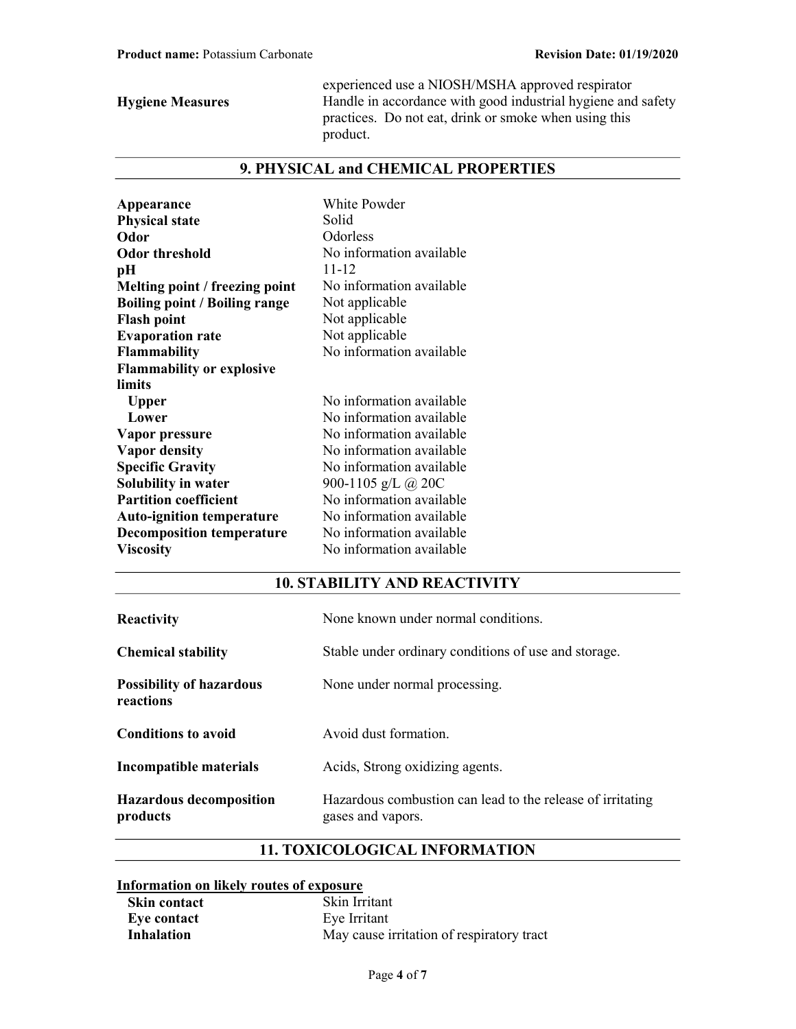| | |
|---|---|
| **Hygiene Measures** | experienced use a NIOSH/MSHA approved respirator Handle in accordance with good industrial hygiene and safety practices. Do not eat, drink or smoke when using this product. |

## 9. PHYSICAL and CHEMICAL PROPERTIES

| | |
|---|---|
| **Appearance** | White Powder |
| **Physical state** | Solid |
| **Odor** | Odorless |
| **Odor threshold** | No information available |
| **pH** | 11-12 |
| **Melting point / freezing point** | No information available |
| **Boiling point / Boiling range** | Not applicable |
| **Flash point** | Not applicable |
| **Evaporation rate** | Not applicable |
| **Flammability** | No information available |
| **Flammability or explosive limits** | |
| **Upper** | No information available |
| **Lower** | No information available |
| **Vapor pressure** | No information available |
| **Vapor density** | No information available |
| **Specific Gravity** | No information available |
| **Solubility in water** | 900-1105 g/L @ 20C |
| **Partition coefficient** | No information available |
| **Auto-ignition temperature** | No information available |
| **Decomposition temperature** | No information available |
| **Viscosity** | No information available |

## 10. STABILITY AND REACTIVITY

| | |
|---|---|
| **Reactivity** | None known under normal conditions. |
| **Chemical stability** | Stable under ordinary conditions of use and storage. |
| **Possibility of hazardous reactions** | None under normal processing. |
| **Conditions to avoid** | Avoid dust formation. |
| **Incompatible materials** | Acids, Strong oxidizing agents. |
| **Hazardous decomposition products** | Hazardous combustion can lead to the release of irritating gases and vapors. |

## 11. TOXICOLOGICAL INFORMATION

**Information on likely routes of exposure**

| | |
|---|---|
| **Skin contact** | Skin Irritant |
| **Eye contact** | Eye Irritant |
| **Inhalation** | May cause irritation of respiratory tract |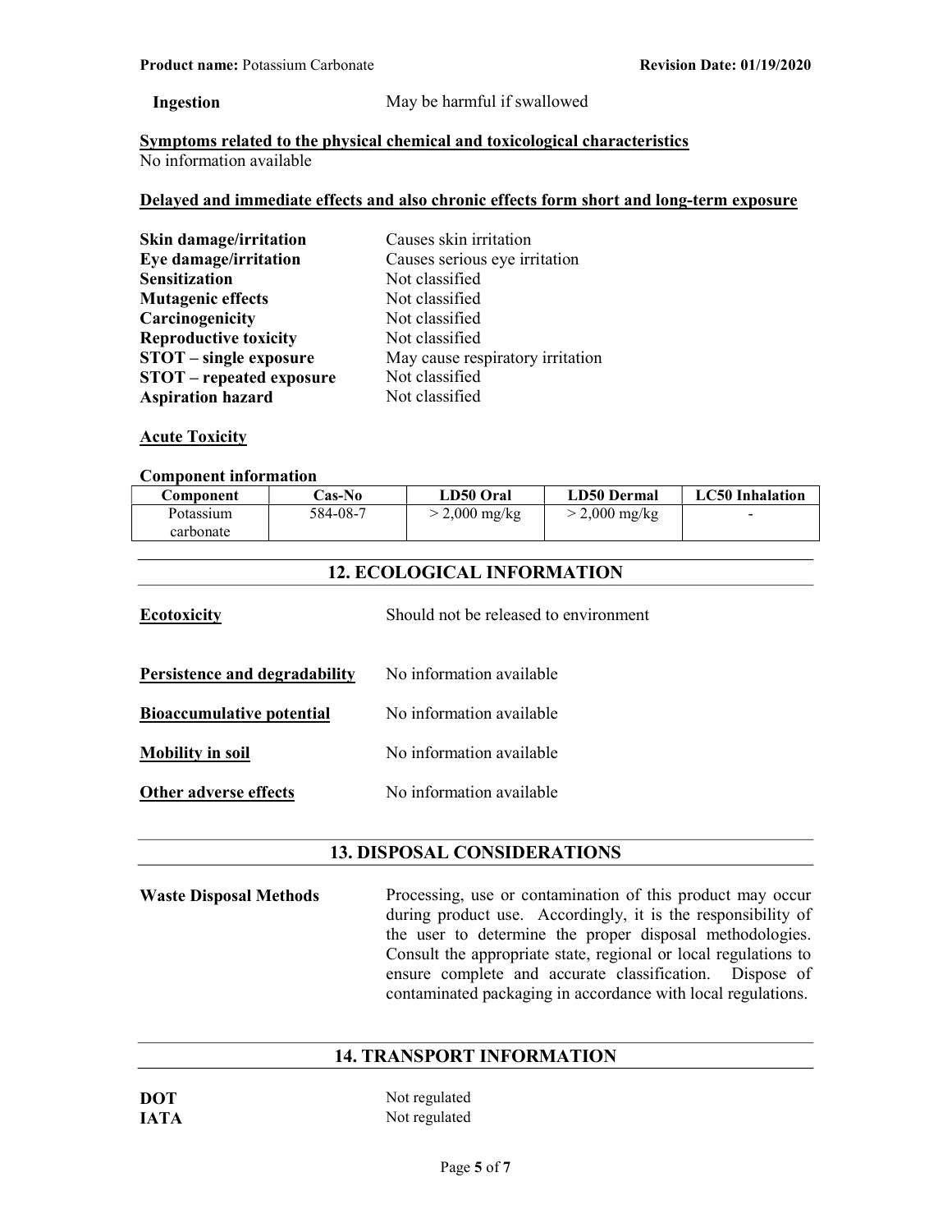**Ingestion** May be harmful if swallowed

**Symptoms related to the physical chemical and toxicological characteristics**

No information available

**Delayed and immediate effects and also chronic effects form short and long-term exposure**

| | |
|---|---|
| **Skin damage/irritation** | Causes skin irritation |
| **Eye damage/irritation** | Causes serious eye irritation |
| **Sensitization** | Not classified |
| **Mutagenic effects** | Not classified |
| **Carcinogenicity** | Not classified |
| **Reproductive toxicity** | Not classified |
| **STOT – single exposure** | May cause respiratory irritation |
| **STOT – repeated exposure** | Not classified |
| **Aspiration hazard** | Not classified |

**Acute Toxicity**

**Component information**

| Component | Cas-No | LD50 Oral | LD50 Dermal | LC50 Inhalation |
|---|---|---|---|---|
| Potassium carbonate | 584-08-7 | > 2,000 mg/kg | > 2,000 mg/kg | - |

## 12. ECOLOGICAL INFORMATION

**Ecotoxicity** Should not be released to environment

**Persistence and degradability** No information available

**Bioaccumulative potential** No information available

**Mobility in soil** No information available

**Other adverse effects** No information available

## 13. DISPOSAL CONSIDERATIONS

**Waste Disposal Methods** Processing, use or contamination of this product may occur during product use. Accordingly, it is the responsibility of the user to determine the proper disposal methodologies. Consult the appropriate state, regional or local regulations to ensure complete and accurate classification. Dispose of contaminated packaging in accordance with local regulations.

## 14. TRANSPORT INFORMATION

**DOT** Not regulated

**IATA** Not regulated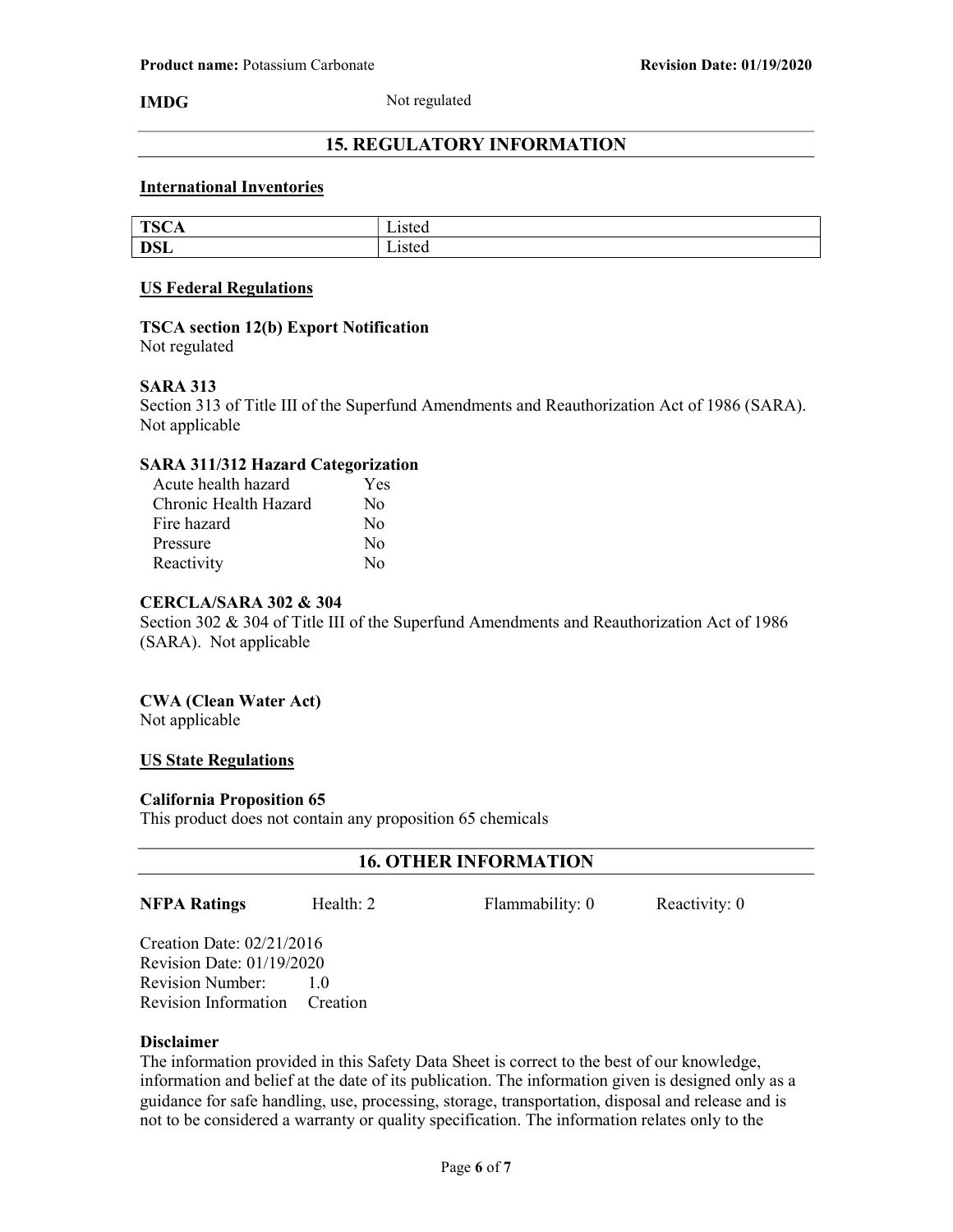**IMDG** Not regulated

## 15. REGULATORY INFORMATION

**International Inventories**

| TSCA | Listed |
|---|---|
| DSL | Listed |

**US Federal Regulations**

**TSCA section 12(b) Export Notification**
Not regulated

**SARA 313**
Section 313 of Title III of the Superfund Amendments and Reauthorization Act of 1986 (SARA). Not applicable

**SARA 311/312 Hazard Categorization**

| | |
|---|---|
| Acute health hazard | Yes |
| Chronic Health Hazard | No |
| Fire hazard | No |
| Pressure | No |
| Reactivity | No |

**CERCLA/SARA 302 & 304**
Section 302 & 304 of Title III of the Superfund Amendments and Reauthorization Act of 1986 (SARA). Not applicable

**CWA (Clean Water Act)**
Not applicable

**US State Regulations**

**California Proposition 65**
This product does not contain any proposition 65 chemicals

## 16. OTHER INFORMATION

**NFPA Ratings** Health: 2 Flammability: 0 Reactivity: 0

Creation Date: 02/21/2016
Revision Date: 01/19/2020
Revision Number: 1.0
Revision Information Creation

**Disclaimer**
The information provided in this Safety Data Sheet is correct to the best of our knowledge, information and belief at the date of its publication. The information given is designed only as a guidance for safe handling, use, processing, storage, transportation, disposal and release and is not to be considered a warranty or quality specification. The information relates only to the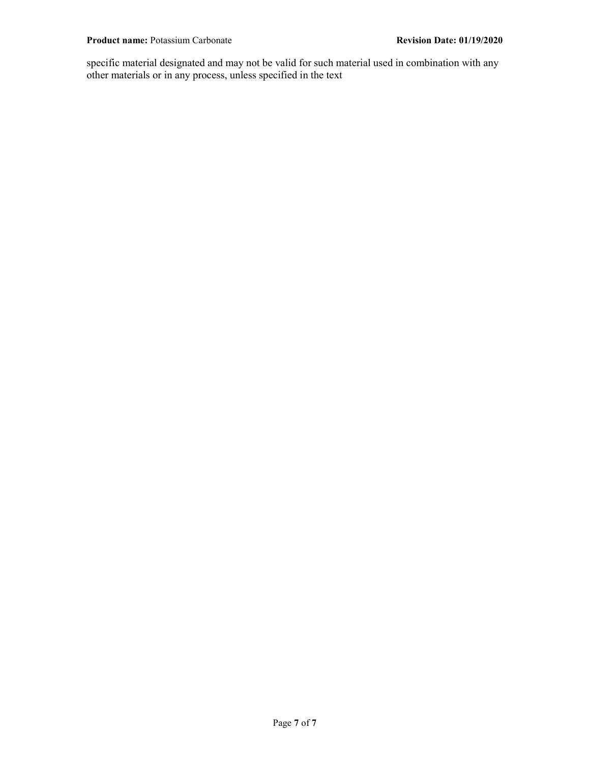specific material designated and may not be valid for such material used in combination with any other materials or in any process, unless specified in the text